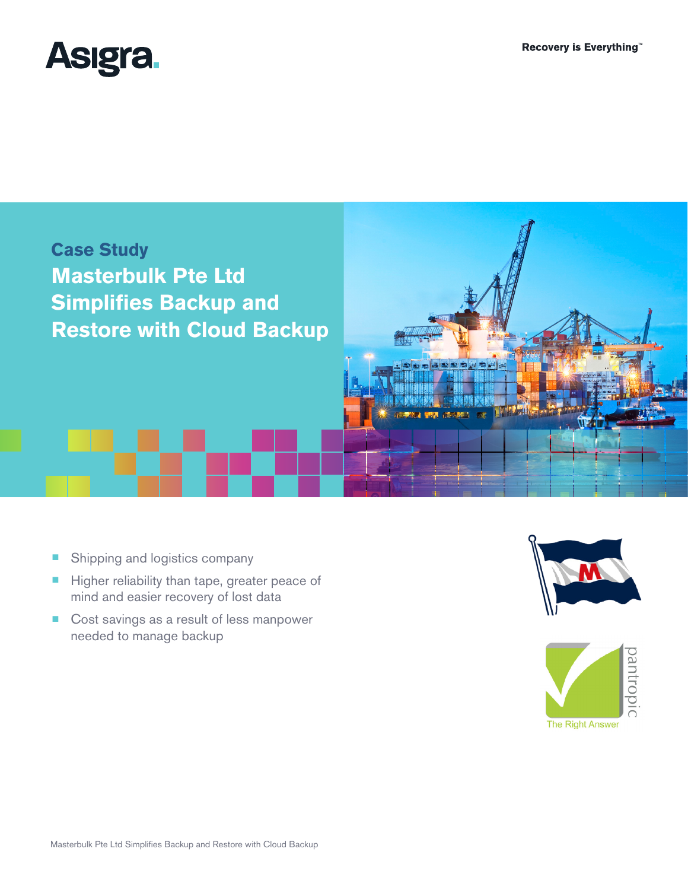Asigra.

Recovery is Everything™

## Case Study

# Masterbulk Pte Ltd Simplifies Backup and Restore with Cloud Backup

- Shipping and logistics company
- Higher reliability than tape, greater peace of mind and easier recovery of lost data
- Cost savings as a result of less manpower needed to manage backup

pantropic

The Right Answer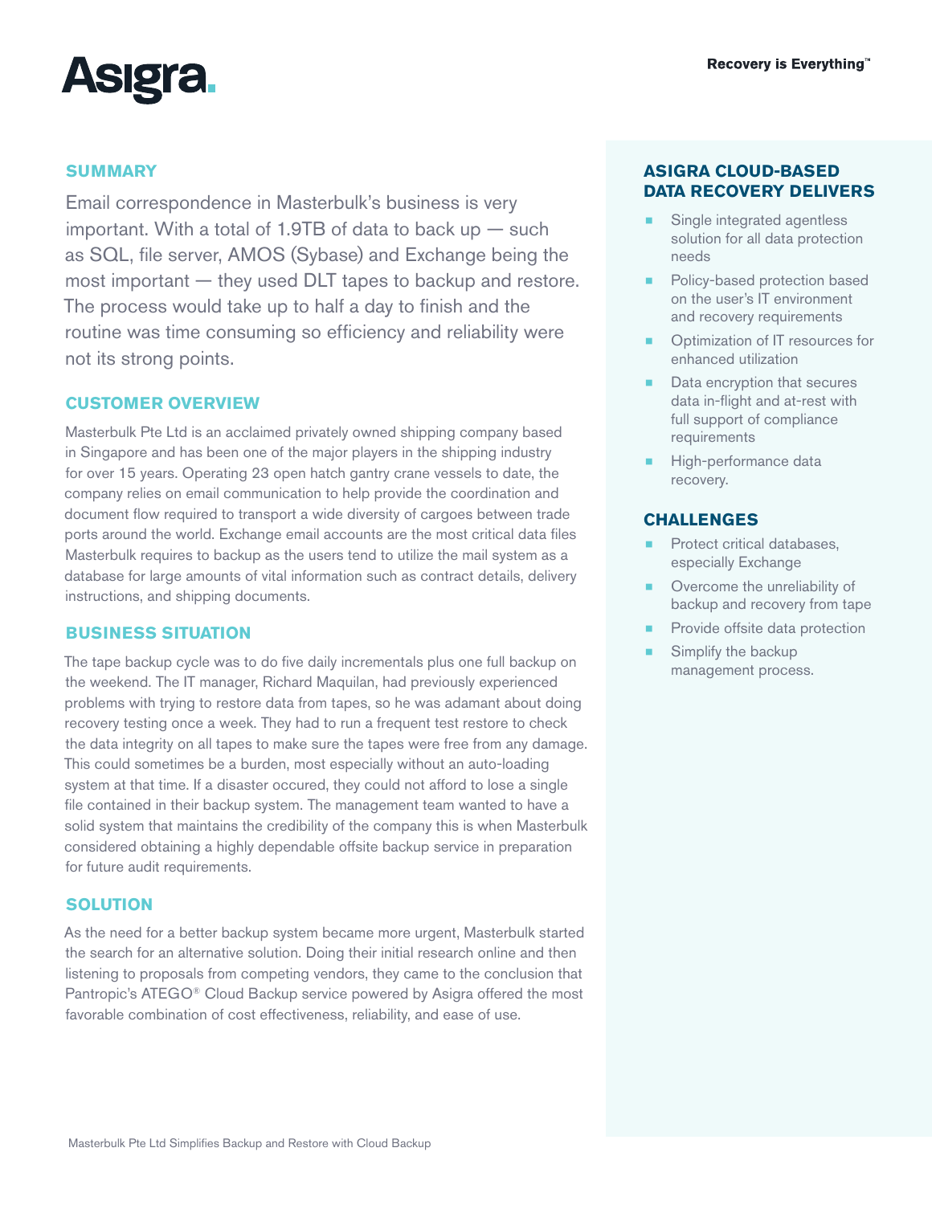## SUMMARY

Email correspondence in Masterbulk's business is very important. With a total of 1.9TB of data to back up — such as SQL, file server, AMOS (Sybase) and Exchange being the most important — they used DLT tapes to backup and restore. The process would take up to half a day to finish and the routine was time consuming so efficiency and reliability were not its strong points.

## CUSTOMER OVERVIEW

Masterbulk Pte Ltd is an acclaimed privately owned shipping company based in Singapore and has been one of the major players in the shipping industry for over 15 years. Operating 23 open hatch gantry crane vessels to date, the company relies on email communication to help provide the coordination and document flow required to transport a wide diversity of cargoes between trade ports around the world. Exchange email accounts are the most critical data files Masterbulk requires to backup as the users tend to utilize the mail system as a database for large amounts of vital information such as contract details, delivery instructions, and shipping documents.

## BUSINESS SITUATION

The tape backup cycle was to do five daily incrementals plus one full backup on the weekend. The IT manager, Richard Maquilan, had previously experienced problems with trying to restore data from tapes, so he was adamant about doing recovery testing once a week. They had to run a frequent test restore to check the data integrity on all tapes to make sure the tapes were free from any damage. This could sometimes be a burden, most especially without an auto-loading system at that time. If a disaster occured, they could not afford to lose a single file contained in their backup system. The management team wanted to have a solid system that maintains the credibility of the company this is when Masterbulk considered obtaining a highly dependable offsite backup service in preparation for future audit requirements.

## SOLUTION

As the need for a better backup system became more urgent, Masterbulk started the search for an alternative solution. Doing their initial research online and then listening to proposals from competing vendors, they came to the conclusion that Pantropic's ATEGO® Cloud Backup service powered by Asigra offered the most favorable combination of cost effectiveness, reliability, and ease of use.

## ASIGRA CLOUD-BASED DATA RECOVERY DELIVERS

- Single integrated agentless solution for all data protection needs
- Policy-based protection based on the user's IT environment and recovery requirements
- Optimization of IT resources for enhanced utilization
- Data encryption that secures data in-flight and at-rest with full support of compliance requirements
- High-performance data recovery.

## CHALLENGES

- Protect critical databases, especially Exchange
- Overcome the unreliability of backup and recovery from tape
- Provide offsite data protection
- Simplify the backup management process.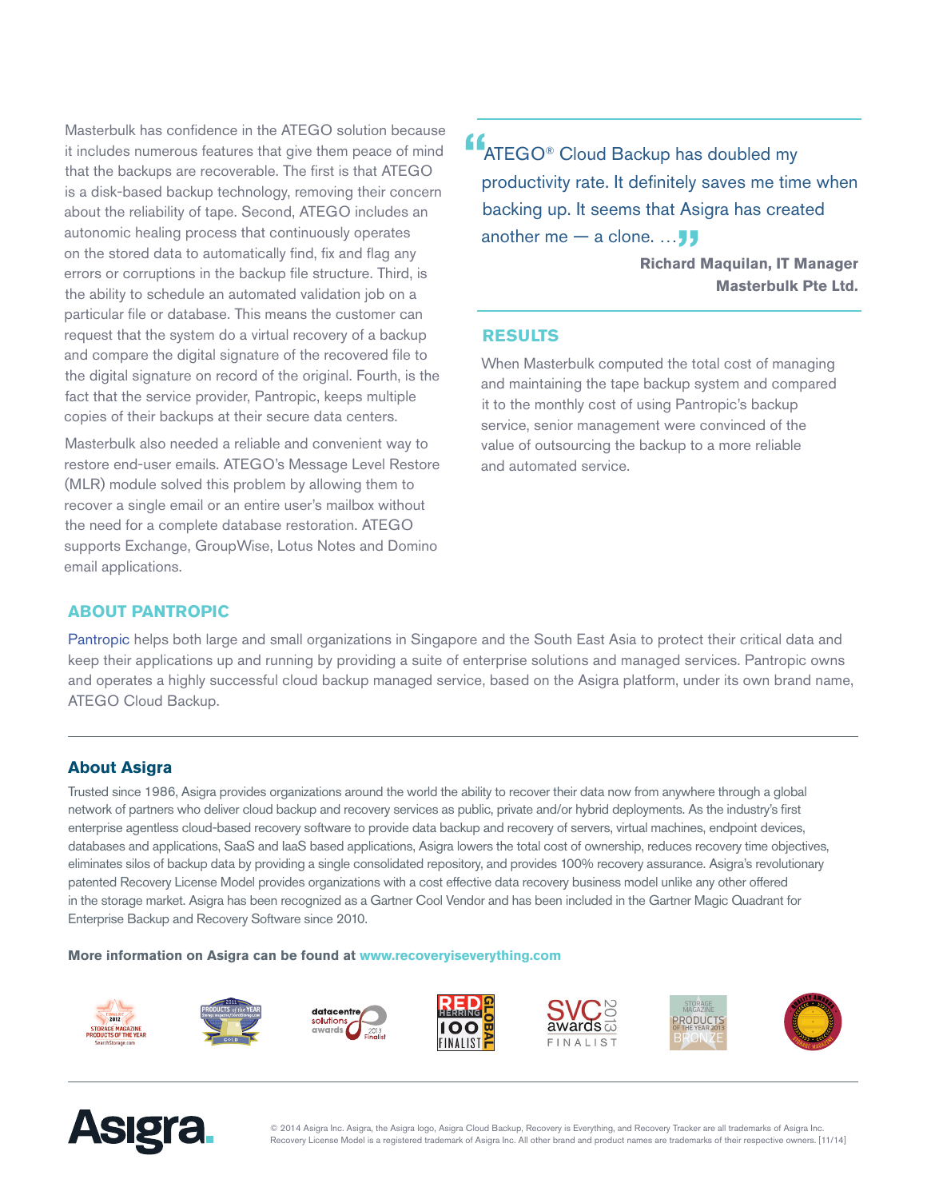Masterbulk has confidence in the ATEGO solution because it includes numerous features that give them peace of mind that the backups are recoverable. The first is that ATEGO is a disk-based backup technology, removing their concern about the reliability of tape. Second, ATEGO includes an autonomic healing process that continuously operates on the stored data to automatically find, fix and flag any errors or corruptions in the backup file structure. Third, is the ability to schedule an automated validation job on a particular file or database. This means the customer can request that the system do a virtual recovery of a backup and compare the digital signature of the recovered file to the digital signature on record of the original. Fourth, is the fact that the service provider, Pantropic, keeps multiple copies of their backups at their secure data centers.

Masterbulk also needed a reliable and convenient way to restore end-user emails. ATEGO's Message Level Restore (MLR) module solved this problem by allowing them to recover a single email or an entire user's mailbox without the need for a complete database restoration. ATEGO supports Exchange, GroupWise, Lotus Notes and Domino email applications.

> "ATEGO® Cloud Backup has doubled my productivity rate. It definitely saves me time when backing up. It seems that Asigra has created another me — a clone. …"
>
> **Richard Maquilan, IT Manager**
> **Masterbulk Pte Ltd.**

## RESULTS

When Masterbulk computed the total cost of managing and maintaining the tape backup system and compared it to the monthly cost of using Pantropic's backup service, senior management were convinced of the value of outsourcing the backup to a more reliable and automated service.

## ABOUT PANTROPIC

Pantropic helps both large and small organizations in Singapore and the South East Asia to protect their critical data and keep their applications up and running by providing a suite of enterprise solutions and managed services. Pantropic owns and operates a highly successful cloud backup managed service, based on the Asigra platform, under its own brand name, ATEGO Cloud Backup.

## About Asigra

Trusted since 1986, Asigra provides organizations around the world the ability to recover their data now from anywhere through a global network of partners who deliver cloud backup and recovery services as public, private and/or hybrid deployments. As the industry's first enterprise agentless cloud-based recovery software to provide data backup and recovery of servers, virtual machines, endpoint devices, databases and applications, SaaS and IaaS based applications, Asigra lowers the total cost of ownership, reduces recovery time objectives, eliminates silos of backup data by providing a single consolidated repository, and provides 100% recovery assurance. Asigra's revolutionary patented Recovery License Model provides organizations with a cost effective data recovery business model unlike any other offered in the storage market. Asigra has been recognized as a Gartner Cool Vendor and has been included in the Gartner Magic Quadrant for Enterprise Backup and Recovery Software since 2010.

**More information on Asigra can be found at www.recoveryiseverything.com**

© 2014 Asigra Inc. Asigra, the Asigra logo, Asigra Cloud Backup, Recovery is Everything, and Recovery Tracker are all trademarks of Asigra Inc. Recovery License Model is a registered trademark of Asigra Inc. All other brand and product names are trademarks of their respective owners. [11/14]